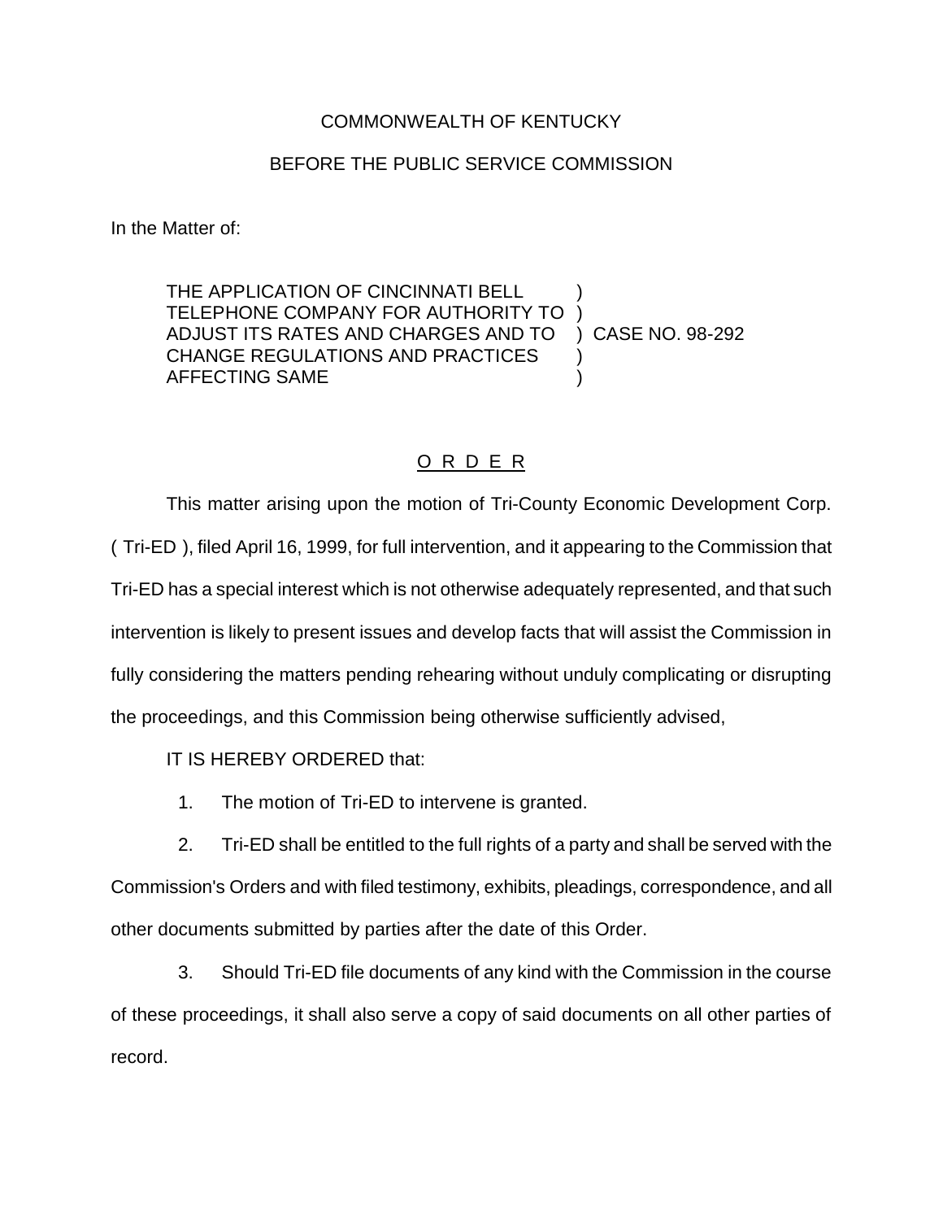COMMONWEALTH OF KENTUCKY

BEFORE THE PUBLIC SERVICE COMMISSION

In the Matter of:

THE APPLICATION OF CINCINNATI BELL TELEPHONE COMPANY FOR AUTHORITY TO ADJUST ITS RATES AND CHARGES AND TO CHANGE REGULATIONS AND PRACTICES AFFECTING SAME ) CASE NO. 98-292

## O R D E R

This matter arising upon the motion of Tri-County Economic Development Corp. ( Tri-ED ), filed April 16, 1999, for full intervention, and it appearing to the Commission that Tri-ED has a special interest which is not otherwise adequately represented, and that such intervention is likely to present issues and develop facts that will assist the Commission in fully considering the matters pending rehearing without unduly complicating or disrupting the proceedings, and this Commission being otherwise sufficiently advised,

IT IS HEREBY ORDERED that:

1. The motion of Tri-ED to intervene is granted.

2. Tri-ED shall be entitled to the full rights of a party and shall be served with the Commission's Orders and with filed testimony, exhibits, pleadings, correspondence, and all other documents submitted by parties after the date of this Order.

3. Should Tri-ED file documents of any kind with the Commission in the course of these proceedings, it shall also serve a copy of said documents on all other parties of record.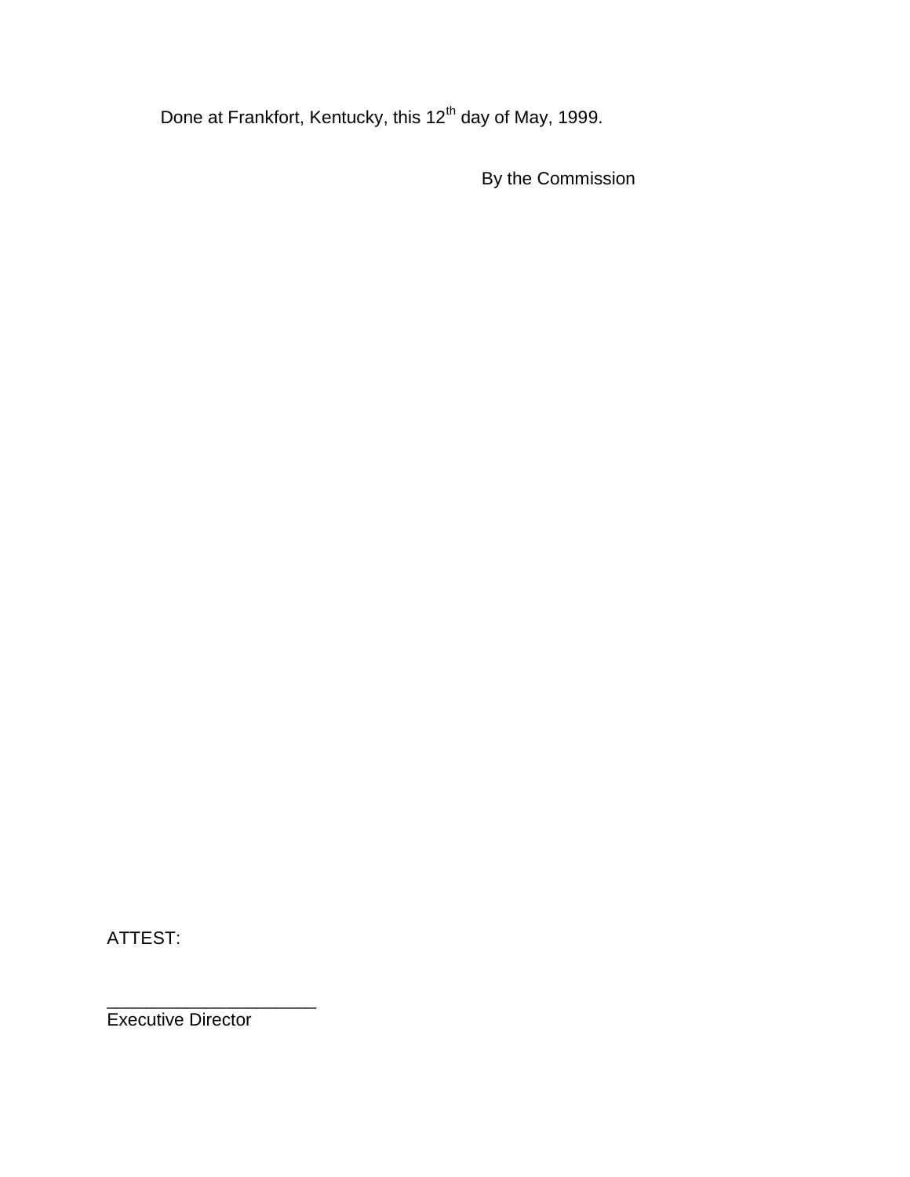Done at Frankfort, Kentucky, this 12th day of May, 1999.

By the Commission

ATTEST:

_____________________
Executive Director